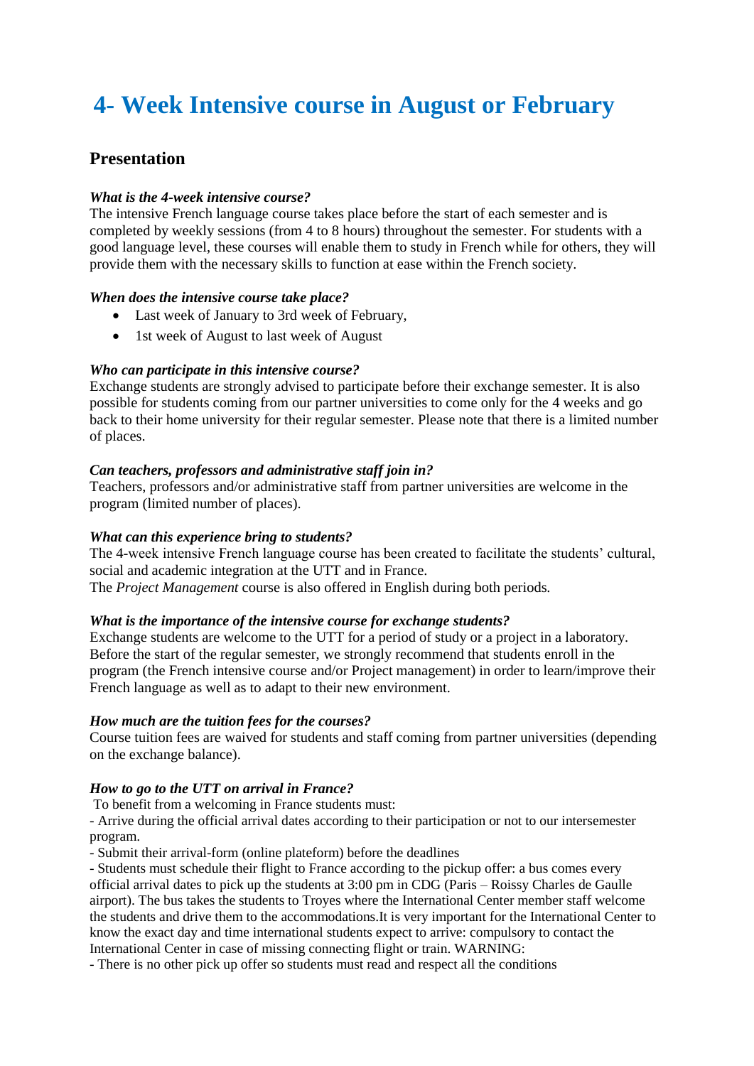# 4- Week Intensive course in August or February

## Presentation

***What is the 4-week intensive course?***

The intensive French language course takes place before the start of each semester and is completed by weekly sessions (from 4 to 8 hours) throughout the semester. For students with a good language level, these courses will enable them to study in French while for others, they will provide them with the necessary skills to function at ease within the French society.

***When does the intensive course take place?***

- Last week of January to 3rd week of February,
- 1st week of August to last week of August

***Who can participate in this intensive course?***

Exchange students are strongly advised to participate before their exchange semester. It is also possible for students coming from our partner universities to come only for the 4 weeks and go back to their home university for their regular semester. Please note that there is a limited number of places.

***Can teachers, professors and administrative staff join in?***

Teachers, professors and/or administrative staff from partner universities are welcome in the program (limited number of places).

***What can this experience bring to students?***

The 4-week intensive French language course has been created to facilitate the students' cultural, social and academic integration at the UTT and in France.
The *Project Management* course is also offered in English during both periods.

***What is the importance of the intensive course for exchange students?***

Exchange students are welcome to the UTT for a period of study or a project in a laboratory. Before the start of the regular semester, we strongly recommend that students enroll in the program (the French intensive course and/or Project management) in order to learn/improve their French language as well as to adapt to their new environment.

***How much are the tuition fees for the courses?***

Course tuition fees are waived for students and staff coming from partner universities (depending on the exchange balance).

***How to go to the UTT on arrival in France?***

To benefit from a welcoming in France students must:

- Arrive during the official arrival dates according to their participation or not to our intersemester program.
- Submit their arrival-form (online plateform) before the deadlines
- Students must schedule their flight to France according to the pickup offer: a bus comes every official arrival dates to pick up the students at 3:00 pm in CDG (Paris – Roissy Charles de Gaulle airport). The bus takes the students to Troyes where the International Center member staff welcome the students and drive them to the accommodations.It is very important for the International Center to know the exact day and time international students expect to arrive: compulsory to contact the International Center in case of missing connecting flight or train. WARNING:
- There is no other pick up offer so students must read and respect all the conditions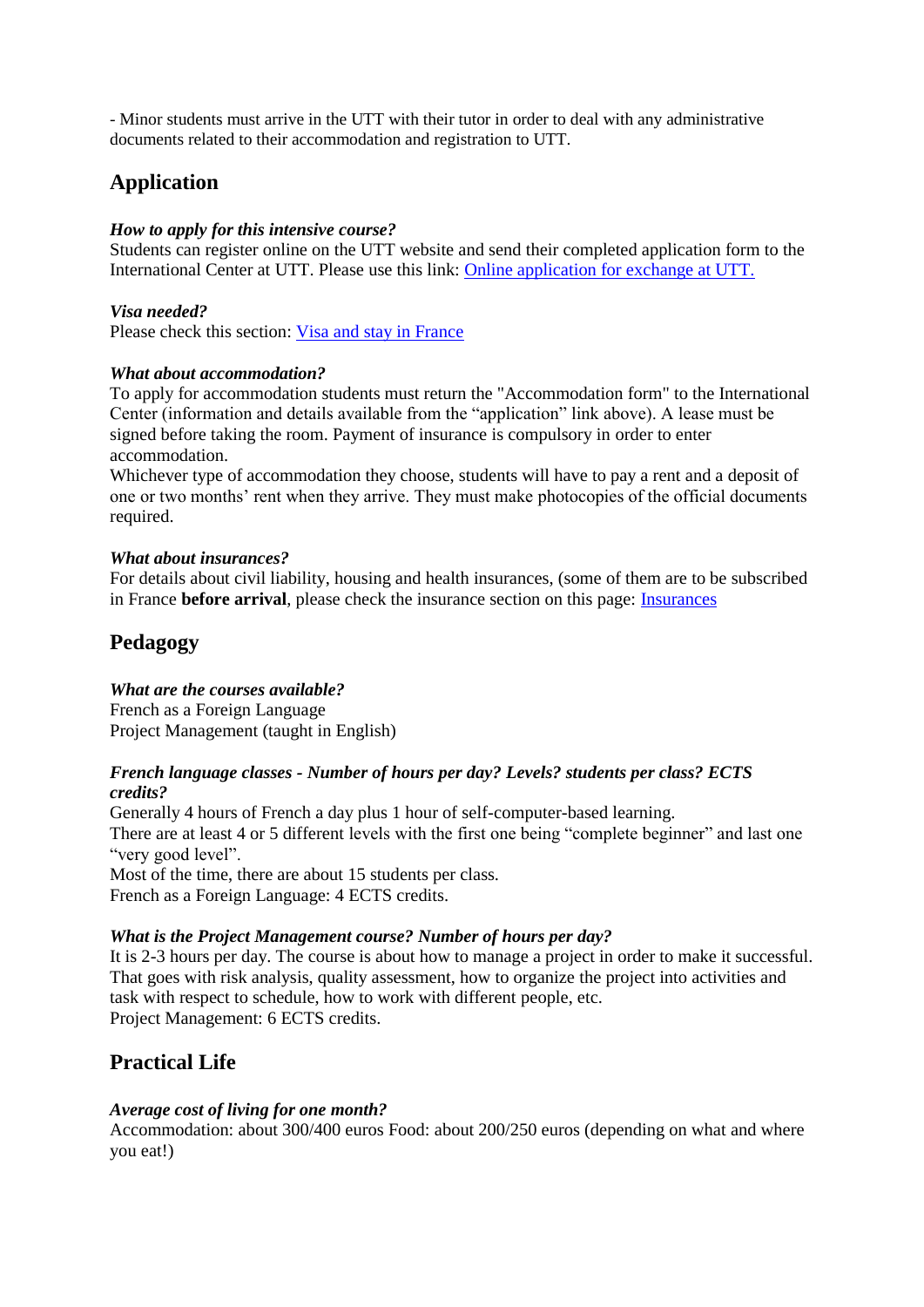- Minor students must arrive in the UTT with their tutor in order to deal with any administrative documents related to their accommodation and registration to UTT.

## Application

***How to apply for this intensive course?***
Students can register online on the UTT website and send their completed application form to the International Center at UTT. Please use this link: [Online application for exchange at UTT.]()

***Visa needed?***
Please check this section: [Visa and stay in France]()

***What about accommodation?***
To apply for accommodation students must return the "Accommodation form" to the International Center (information and details available from the “application” link above). A lease must be signed before taking the room. Payment of insurance is compulsory in order to enter accommodation.
Whichever type of accommodation they choose, students will have to pay a rent and a deposit of one or two months’ rent when they arrive. They must make photocopies of the official documents required.

***What about insurances?***
For details about civil liability, housing and health insurances, (some of them are to be subscribed in France **before arrival**, please check the insurance section on this page: [Insurances]()

## Pedagogy

***What are the courses available?***
French as a Foreign Language
Project Management (taught in English)

***French language classes - Number of hours per day? Levels? students per class? ECTS credits?***
Generally 4 hours of French a day plus 1 hour of self-computer-based learning.
There are at least 4 or 5 different levels with the first one being “complete beginner” and last one “very good level”.
Most of the time, there are about 15 students per class.
French as a Foreign Language: 4 ECTS credits.

***What is the Project Management course? Number of hours per day?***
It is 2-3 hours per day. The course is about how to manage a project in order to make it successful. That goes with risk analysis, quality assessment, how to organize the project into activities and task with respect to schedule, how to work with different people, etc.
Project Management: 6 ECTS credits.

## Practical Life

***Average cost of living for one month?***
Accommodation: about 300/400 euros Food: about 200/250 euros (depending on what and where you eat!)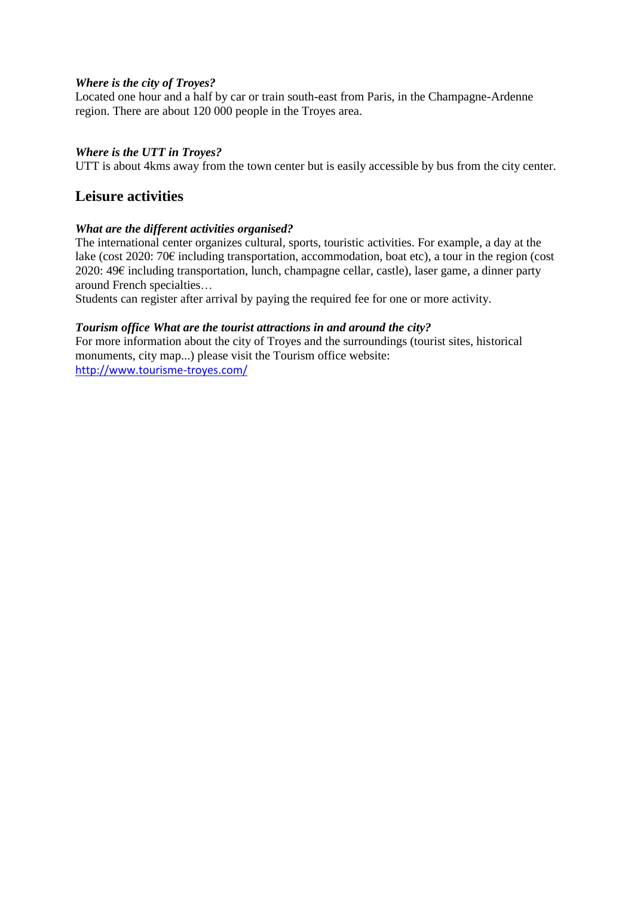***Where is the city of Troyes?***

Located one hour and a half by car or train south-east from Paris, in the Champagne-Ardenne region. There are about 120 000 people in the Troyes area.

***Where is the UTT in Troyes?***

UTT is about 4kms away from the town center but is easily accessible by bus from the city center.

## Leisure activities

***What are the different activities organised?***

The international center organizes cultural, sports, touristic activities. For example, a day at the lake (cost 2020: 70€ including transportation, accommodation, boat etc), a tour in the region (cost 2020: 49€ including transportation, lunch, champagne cellar, castle), laser game, a dinner party around French specialties…

Students can register after arrival by paying the required fee for one or more activity.

***Tourism office What are the tourist attractions in and around the city?***

For more information about the city of Troyes and the surroundings (tourist sites, historical monuments, city map...) please visit the Tourism office website:
http://www.tourisme-troyes.com/